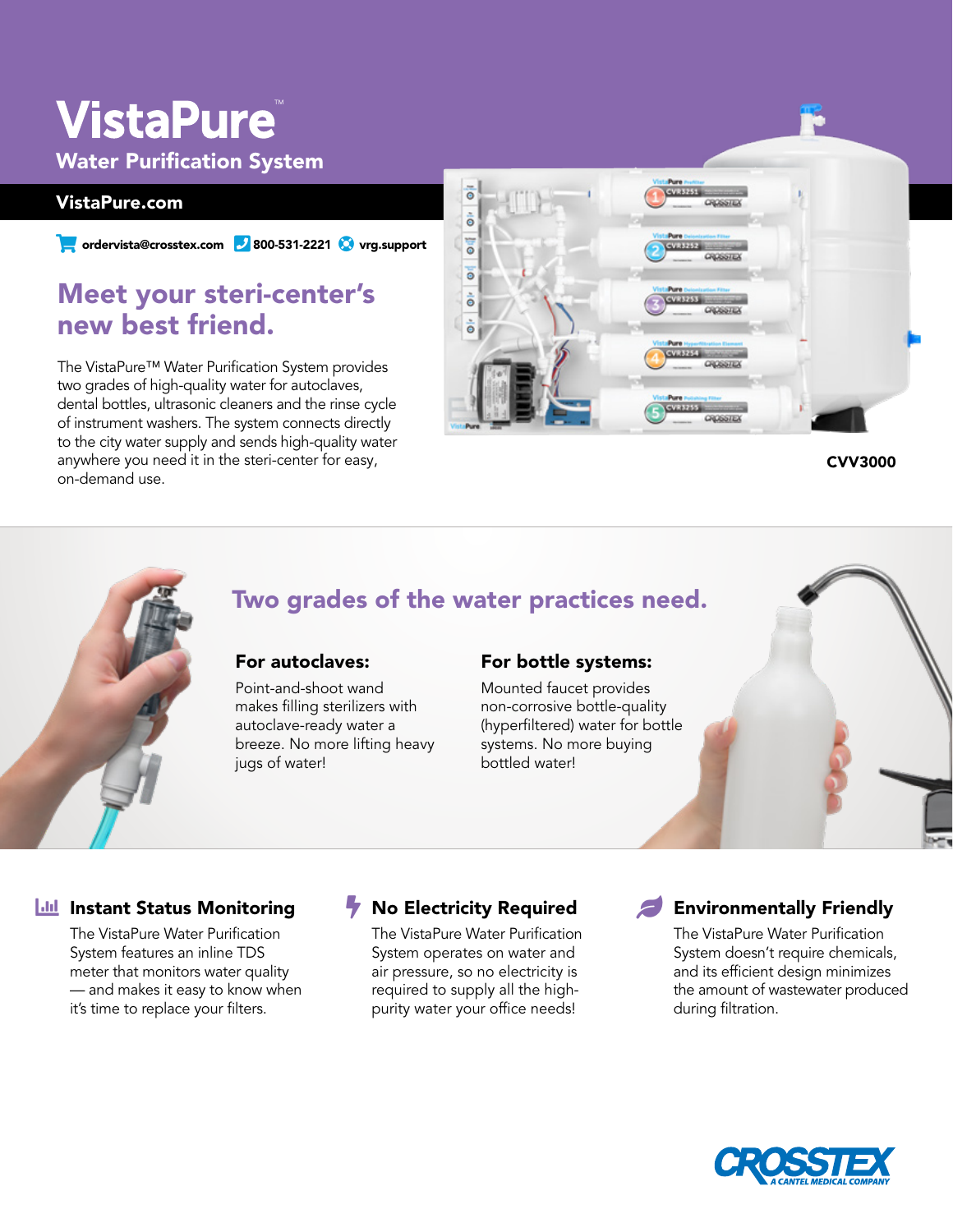# VistaPure™

## Water Purification System

**VistaPure.com**

ordervista@crosstex.com 800-531-2221 vrg.support

## Meet your steri-center's new best friend.

The VistaPure™ Water Purification System provides two grades of high-quality water for autoclaves, dental bottles, ultrasonic cleaners and the rinse cycle of instrument washers. The system connects directly to the city water supply and sends high-quality water anywhere you need it in the steri-center for easy, on-demand use.

CVV3000

## Two grades of the water practices need.

### For autoclaves:

Point-and-shoot wand makes filling sterilizers with autoclave-ready water a breeze. No more lifting heavy jugs of water!

### For bottle systems:

Mounted faucet provides non-corrosive bottle-quality (hyperfiltered) water for bottle systems. No more buying bottled water!

### Instant Status Monitoring

The VistaPure Water Purification System features an inline TDS meter that monitors water quality — and makes it easy to know when it's time to replace your filters.

### No Electricity Required

The VistaPure Water Purification System operates on water and air pressure, so no electricity is required to supply all the high-purity water your office needs!

### Environmentally Friendly

The VistaPure Water Purification System doesn't require chemicals, and its efficient design minimizes the amount of wastewater produced during filtration.

CROSSTEX A CANTEL MEDICAL COMPANY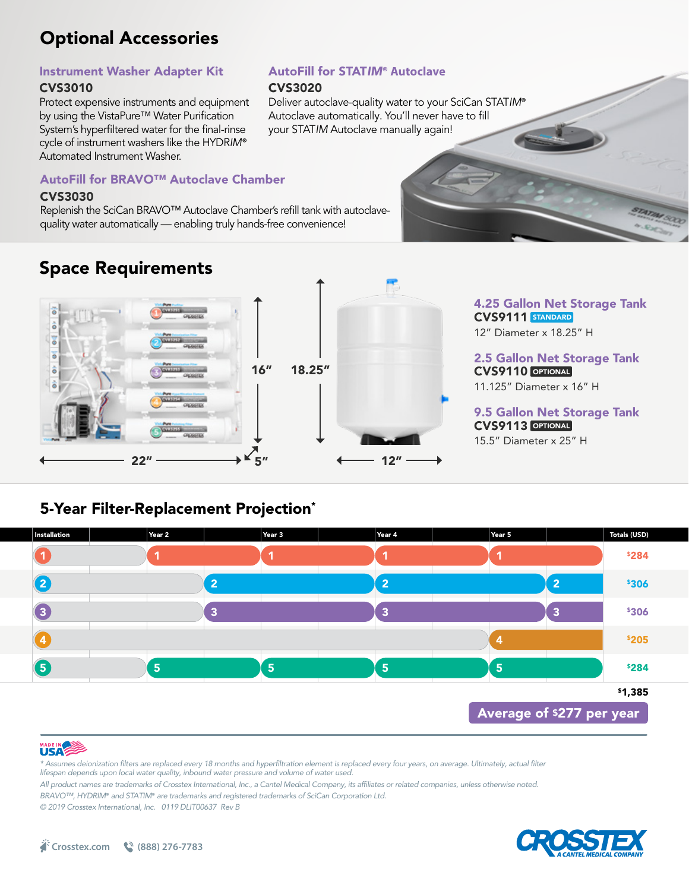# Optional Accessories

### Instrument Washer Adapter Kit

**CVS3010**

Protect expensive instruments and equipment by using the VistaPure™ Water Purification System's hyperfiltered water for the final-rinse cycle of instrument washers like the HYDR*IM*® Automated Instrument Washer.

### AutoFill for STAT*IM*® Autoclave

**CVS3020**

Deliver autoclave-quality water to your SciCan STAT*IM*® Autoclave automatically. You'll never have to fill your STAT*IM* Autoclave manually again!

### AutoFill for BRAVO™ Autoclave Chamber

**CVS3030**

Replenish the SciCan BRAVO™ Autoclave Chamber's refill tank with autoclave-quality water automatically — enabling truly hands-free convenience!

# Space Requirements

16″
18.25″
22″
5″
12″

### 4.25 Gallon Net Storage Tank

**CVS9111** STANDARD

12″ Diameter x 18.25″ H

### 2.5 Gallon Net Storage Tank

**CVS9110** OPTIONAL

11.125″ Diameter x 16″ H

### 9.5 Gallon Net Storage Tank

**CVS9113** OPTIONAL

15.5″ Diameter x 25″ H

# 5-Year Filter-Replacement Projection*

Installation
Year 2
Year 3
Year 4
Year 5
Totals (USD)

1 — $284
2 — $306
3 — $306
4 — $205
5 — $284

$1,385

**Average of $277 per year**

MADE IN USA

*\* Assumes deionization filters are replaced every 18 months and hyperfiltration element is replaced every four years, on average. Ultimately, actual filter lifespan depends upon local water quality, inbound water pressure and volume of water used.*

*All product names are trademarks of Crosstex International, Inc., a Cantel Medical Company, its affiliates or related companies, unless otherwise noted. BRAVO™, HYDRIM® and STATIM® are trademarks and registered trademarks of SciCan Corporation Ltd.*

*© 2019 Crosstex International, Inc. 0119 DLIT00637 Rev B*

Crosstex.com (888) 276-7783

CROSSTEX A CANTEL MEDICAL COMPANY